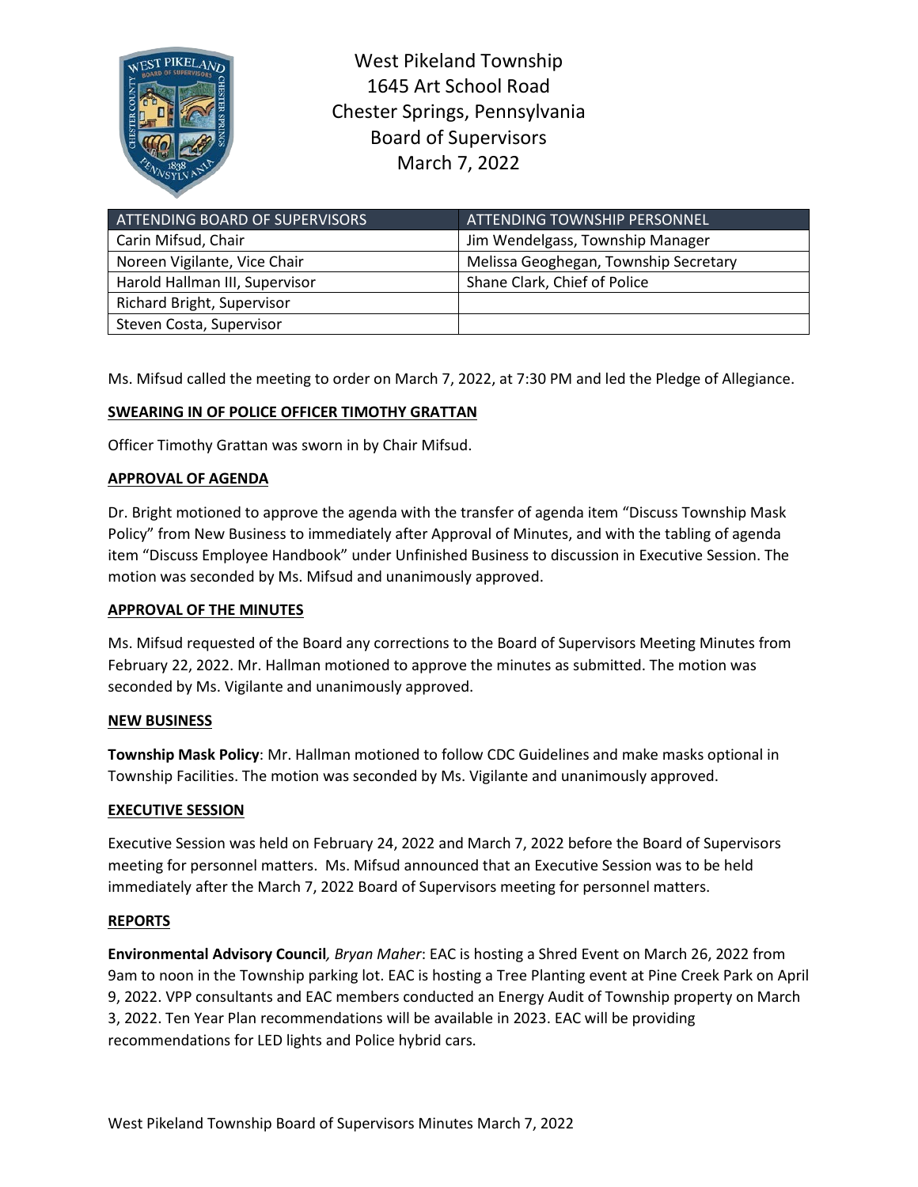West Pikeland Township
1645 Art School Road
Chester Springs, Pennsylvania
Board of Supervisors
March 7, 2022

| ATTENDING BOARD OF SUPERVISORS | ATTENDING TOWNSHIP PERSONNEL |
|---|---|
| Carin Mifsud, Chair | Jim Wendelgass, Township Manager |
| Noreen Vigilante, Vice Chair | Melissa Geoghegan, Township Secretary |
| Harold Hallman III, Supervisor | Shane Clark, Chief of Police |
| Richard Bright, Supervisor | |
| Steven Costa, Supervisor | |

Ms. Mifsud called the meeting to order on March 7, 2022, at 7:30 PM and led the Pledge of Allegiance.

**SWEARING IN OF POLICE OFFICER TIMOTHY GRATTAN**

Officer Timothy Grattan was sworn in by Chair Mifsud.

**APPROVAL OF AGENDA**

Dr. Bright motioned to approve the agenda with the transfer of agenda item "Discuss Township Mask Policy" from New Business to immediately after Approval of Minutes, and with the tabling of agenda item "Discuss Employee Handbook" under Unfinished Business to discussion in Executive Session. The motion was seconded by Ms. Mifsud and unanimously approved.

**APPROVAL OF THE MINUTES**

Ms. Mifsud requested of the Board any corrections to the Board of Supervisors Meeting Minutes from February 22, 2022. Mr. Hallman motioned to approve the minutes as submitted. The motion was seconded by Ms. Vigilante and unanimously approved.

**NEW BUSINESS**

**Township Mask Policy**: Mr. Hallman motioned to follow CDC Guidelines and make masks optional in Township Facilities. The motion was seconded by Ms. Vigilante and unanimously approved.

**EXECUTIVE SESSION**

Executive Session was held on February 24, 2022 and March 7, 2022 before the Board of Supervisors meeting for personnel matters. Ms. Mifsud announced that an Executive Session was to be held immediately after the March 7, 2022 Board of Supervisors meeting for personnel matters.

**REPORTS**

**Environmental Advisory Council**, *Bryan Maher*: EAC is hosting a Shred Event on March 26, 2022 from 9am to noon in the Township parking lot. EAC is hosting a Tree Planting event at Pine Creek Park on April 9, 2022. VPP consultants and EAC members conducted an Energy Audit of Township property on March 3, 2022. Ten Year Plan recommendations will be available in 2023. EAC will be providing recommendations for LED lights and Police hybrid cars.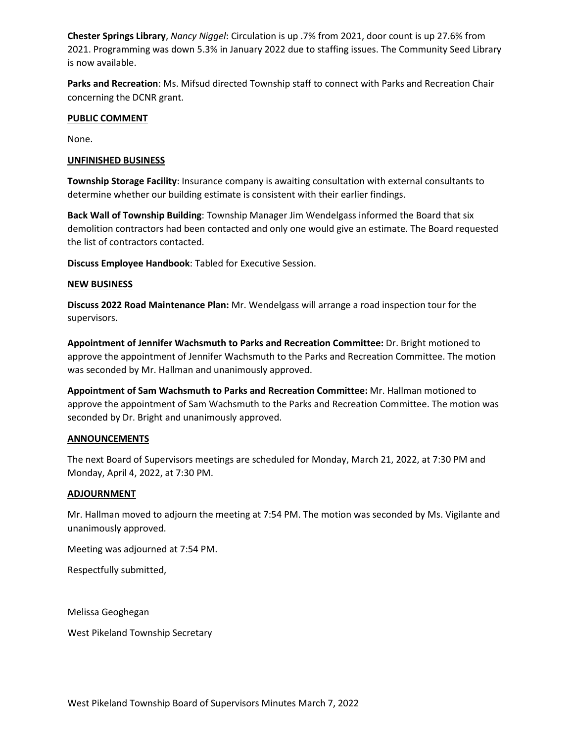**Chester Springs Library**, *Nancy Niggel*: Circulation is up .7% from 2021, door count is up 27.6% from 2021. Programming was down 5.3% in January 2022 due to staffing issues. The Community Seed Library is now available.

**Parks and Recreation**: Ms. Mifsud directed Township staff to connect with Parks and Recreation Chair concerning the DCNR grant.

## PUBLIC COMMENT

None.

## UNFINISHED BUSINESS

**Township Storage Facility**: Insurance company is awaiting consultation with external consultants to determine whether our building estimate is consistent with their earlier findings.

**Back Wall of Township Building**: Township Manager Jim Wendelgass informed the Board that six demolition contractors had been contacted and only one would give an estimate. The Board requested the list of contractors contacted.

**Discuss Employee Handbook**: Tabled for Executive Session.

## NEW BUSINESS

**Discuss 2022 Road Maintenance Plan:** Mr. Wendelgass will arrange a road inspection tour for the supervisors.

**Appointment of Jennifer Wachsmuth to Parks and Recreation Committee:** Dr. Bright motioned to approve the appointment of Jennifer Wachsmuth to the Parks and Recreation Committee. The motion was seconded by Mr. Hallman and unanimously approved.

**Appointment of Sam Wachsmuth to Parks and Recreation Committee:** Mr. Hallman motioned to approve the appointment of Sam Wachsmuth to the Parks and Recreation Committee. The motion was seconded by Dr. Bright and unanimously approved.

## ANNOUNCEMENTS

The next Board of Supervisors meetings are scheduled for Monday, March 21, 2022, at 7:30 PM and Monday, April 4, 2022, at 7:30 PM.

## ADJOURNMENT

Mr. Hallman moved to adjourn the meeting at 7:54 PM. The motion was seconded by Ms. Vigilante and unanimously approved.

Meeting was adjourned at 7:54 PM.

Respectfully submitted,

Melissa Geoghegan

West Pikeland Township Secretary